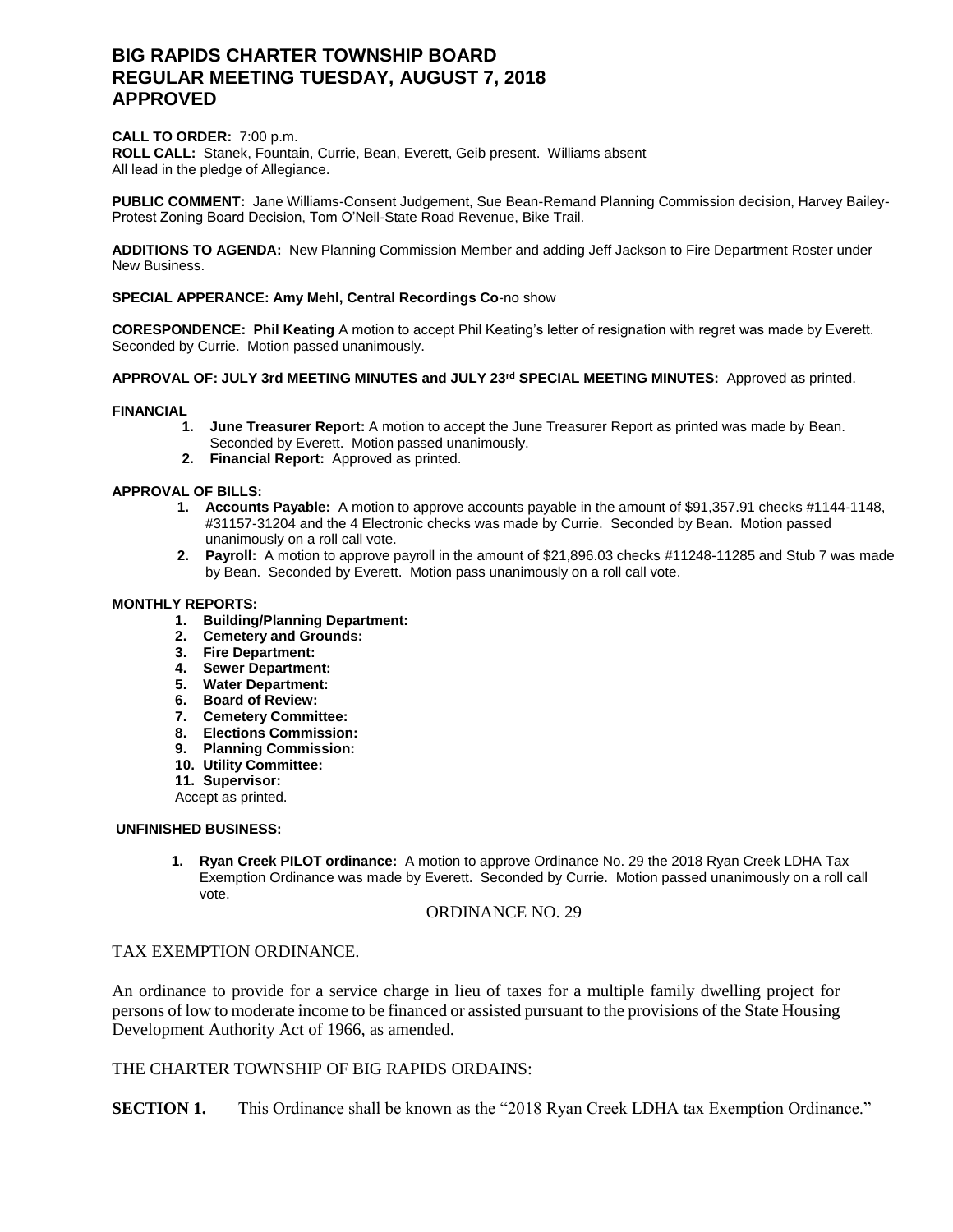# BIG RAPIDS CHARTER TOWNSHIP BOARD
# REGULAR MEETING TUESDAY, AUGUST 7, 2018
# APPROVED

**CALL TO ORDER:** 7:00 p.m.
**ROLL CALL:** Stanek, Fountain, Currie, Bean, Everett, Geib present. Williams absent
All lead in the pledge of Allegiance.

**PUBLIC COMMENT:** Jane Williams-Consent Judgement, Sue Bean-Remand Planning Commission decision, Harvey Bailey-Protest Zoning Board Decision, Tom O'Neil-State Road Revenue, Bike Trail.

**ADDITIONS TO AGENDA:** New Planning Commission Member and adding Jeff Jackson to Fire Department Roster under New Business.

**SPECIAL APPERANCE: Amy Mehl, Central Recordings Co**-no show

**CORESPONDENCE: Phil Keating** A motion to accept Phil Keating's letter of resignation with regret was made by Everett. Seconded by Currie. Motion passed unanimously.

**APPROVAL OF: JULY 3rd MEETING MINUTES and JULY 23rd SPECIAL MEETING MINUTES:** Approved as printed.

**FINANCIAL**

1. **June Treasurer Report:** A motion to accept the June Treasurer Report as printed was made by Bean. Seconded by Everett. Motion passed unanimously.
2. **Financial Report:** Approved as printed.

**APPROVAL OF BILLS:**

1. **Accounts Payable:** A motion to approve accounts payable in the amount of $91,357.91 checks #1144-1148, #31157-31204 and the 4 Electronic checks was made by Currie. Seconded by Bean. Motion passed unanimously on a roll call vote.
2. **Payroll:** A motion to approve payroll in the amount of $21,896.03 checks #11248-11285 and Stub 7 was made by Bean. Seconded by Everett. Motion pass unanimously on a roll call vote.

**MONTHLY REPORTS:**

1. **Building/Planning Department:**
2. **Cemetery and Grounds:**
3. **Fire Department:**
4. **Sewer Department:**
5. **Water Department:**
6. **Board of Review:**
7. **Cemetery Committee:**
8. **Elections Commission:**
9. **Planning Commission:**
10. **Utility Committee:**
11. **Supervisor:**

Accept as printed.

**UNFINISHED BUSINESS:**

1. **Ryan Creek PILOT ordinance:** A motion to approve Ordinance No. 29 the 2018 Ryan Creek LDHA Tax Exemption Ordinance was made by Everett. Seconded by Currie. Motion passed unanimously on a roll call vote.

ORDINANCE NO. 29

TAX EXEMPTION ORDINANCE.

An ordinance to provide for a service charge in lieu of taxes for a multiple family dwelling project for persons of low to moderate income to be financed or assisted pursuant to the provisions of the State Housing Development Authority Act of 1966, as amended.

THE CHARTER TOWNSHIP OF BIG RAPIDS ORDAINS:

**SECTION 1.** This Ordinance shall be known as the "2018 Ryan Creek LDHA tax Exemption Ordinance."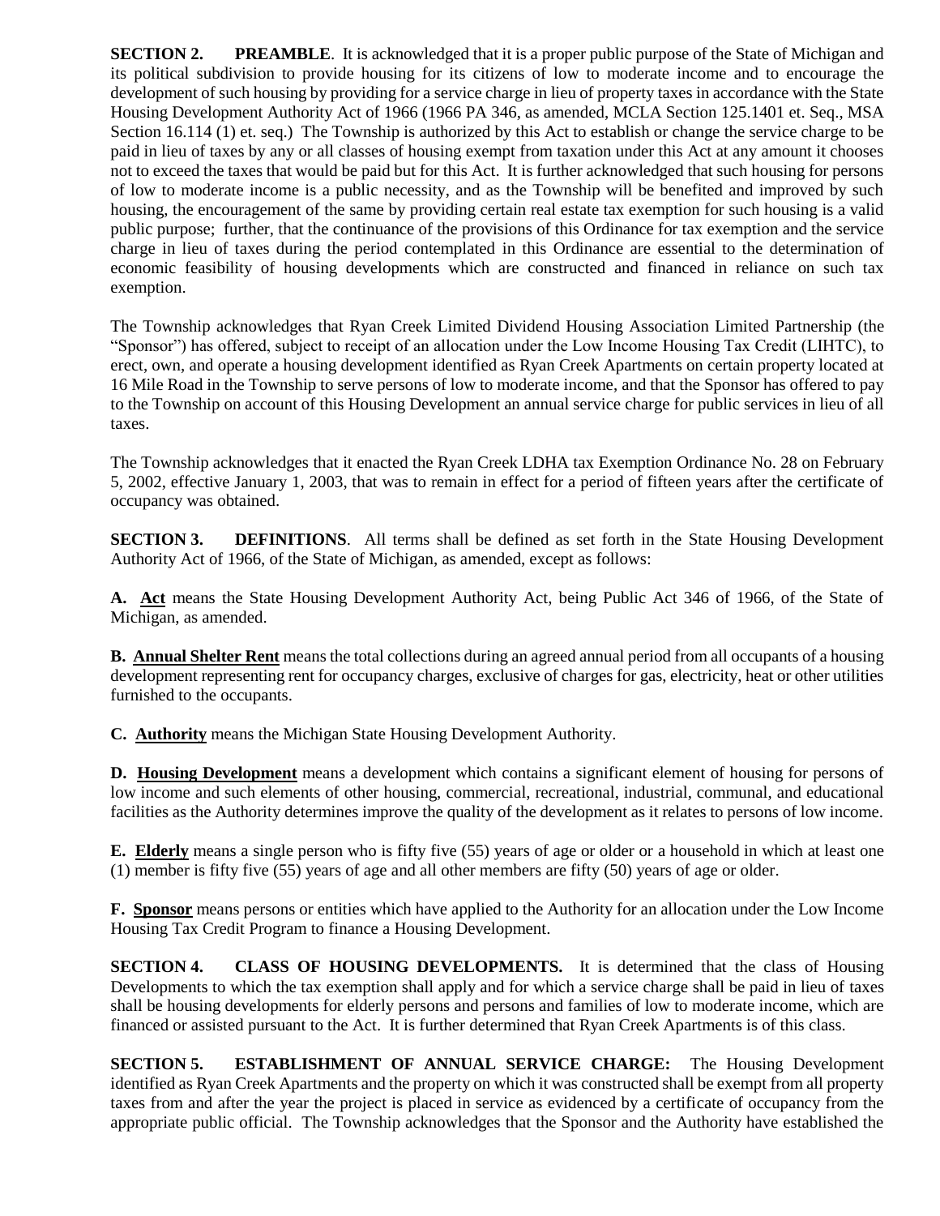**SECTION 2. PREAMBLE**. It is acknowledged that it is a proper public purpose of the State of Michigan and its political subdivision to provide housing for its citizens of low to moderate income and to encourage the development of such housing by providing for a service charge in lieu of property taxes in accordance with the State Housing Development Authority Act of 1966 (1966 PA 346, as amended, MCLA Section 125.1401 et. Seq., MSA Section 16.114 (1) et. seq.) The Township is authorized by this Act to establish or change the service charge to be paid in lieu of taxes by any or all classes of housing exempt from taxation under this Act at any amount it chooses not to exceed the taxes that would be paid but for this Act. It is further acknowledged that such housing for persons of low to moderate income is a public necessity, and as the Township will be benefited and improved by such housing, the encouragement of the same by providing certain real estate tax exemption for such housing is a valid public purpose; further, that the continuance of the provisions of this Ordinance for tax exemption and the service charge in lieu of taxes during the period contemplated in this Ordinance are essential to the determination of economic feasibility of housing developments which are constructed and financed in reliance on such tax exemption.

The Township acknowledges that Ryan Creek Limited Dividend Housing Association Limited Partnership (the "Sponsor") has offered, subject to receipt of an allocation under the Low Income Housing Tax Credit (LIHTC), to erect, own, and operate a housing development identified as Ryan Creek Apartments on certain property located at 16 Mile Road in the Township to serve persons of low to moderate income, and that the Sponsor has offered to pay to the Township on account of this Housing Development an annual service charge for public services in lieu of all taxes.

The Township acknowledges that it enacted the Ryan Creek LDHA tax Exemption Ordinance No. 28 on February 5, 2002, effective January 1, 2003, that was to remain in effect for a period of fifteen years after the certificate of occupancy was obtained.

**SECTION 3. DEFINITIONS**. All terms shall be defined as set forth in the State Housing Development Authority Act of 1966, of the State of Michigan, as amended, except as follows:

**A. Act** means the State Housing Development Authority Act, being Public Act 346 of 1966, of the State of Michigan, as amended.

**B. Annual Shelter Rent** means the total collections during an agreed annual period from all occupants of a housing development representing rent for occupancy charges, exclusive of charges for gas, electricity, heat or other utilities furnished to the occupants.

**C. Authority** means the Michigan State Housing Development Authority.

**D. Housing Development** means a development which contains a significant element of housing for persons of low income and such elements of other housing, commercial, recreational, industrial, communal, and educational facilities as the Authority determines improve the quality of the development as it relates to persons of low income.

**E. Elderly** means a single person who is fifty five (55) years of age or older or a household in which at least one (1) member is fifty five (55) years of age and all other members are fifty (50) years of age or older.

**F. Sponsor** means persons or entities which have applied to the Authority for an allocation under the Low Income Housing Tax Credit Program to finance a Housing Development.

**SECTION 4. CLASS OF HOUSING DEVELOPMENTS.** It is determined that the class of Housing Developments to which the tax exemption shall apply and for which a service charge shall be paid in lieu of taxes shall be housing developments for elderly persons and persons and families of low to moderate income, which are financed or assisted pursuant to the Act. It is further determined that Ryan Creek Apartments is of this class.

**SECTION 5. ESTABLISHMENT OF ANNUAL SERVICE CHARGE:** The Housing Development identified as Ryan Creek Apartments and the property on which it was constructed shall be exempt from all property taxes from and after the year the project is placed in service as evidenced by a certificate of occupancy from the appropriate public official. The Township acknowledges that the Sponsor and the Authority have established the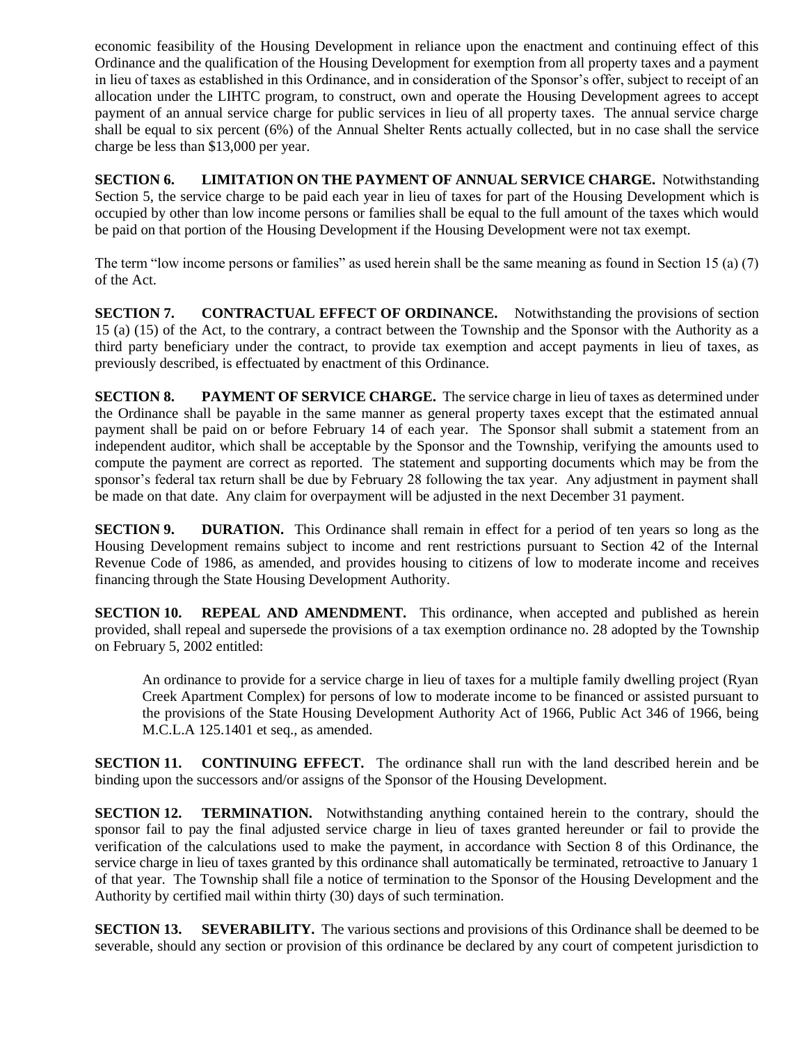economic feasibility of the Housing Development in reliance upon the enactment and continuing effect of this Ordinance and the qualification of the Housing Development for exemption from all property taxes and a payment in lieu of taxes as established in this Ordinance, and in consideration of the Sponsor's offer, subject to receipt of an allocation under the LIHTC program, to construct, own and operate the Housing Development agrees to accept payment of an annual service charge for public services in lieu of all property taxes. The annual service charge shall be equal to six percent (6%) of the Annual Shelter Rents actually collected, but in no case shall the service charge be less than $13,000 per year.

**SECTION 6. LIMITATION ON THE PAYMENT OF ANNUAL SERVICE CHARGE.** Notwithstanding Section 5, the service charge to be paid each year in lieu of taxes for part of the Housing Development which is occupied by other than low income persons or families shall be equal to the full amount of the taxes which would be paid on that portion of the Housing Development if the Housing Development were not tax exempt.

The term "low income persons or families" as used herein shall be the same meaning as found in Section 15 (a) (7) of the Act.

**SECTION 7. CONTRACTUAL EFFECT OF ORDINANCE.** Notwithstanding the provisions of section 15 (a) (15) of the Act, to the contrary, a contract between the Township and the Sponsor with the Authority as a third party beneficiary under the contract, to provide tax exemption and accept payments in lieu of taxes, as previously described, is effectuated by enactment of this Ordinance.

**SECTION 8. PAYMENT OF SERVICE CHARGE.** The service charge in lieu of taxes as determined under the Ordinance shall be payable in the same manner as general property taxes except that the estimated annual payment shall be paid on or before February 14 of each year. The Sponsor shall submit a statement from an independent auditor, which shall be acceptable by the Sponsor and the Township, verifying the amounts used to compute the payment are correct as reported. The statement and supporting documents which may be from the sponsor's federal tax return shall be due by February 28 following the tax year. Any adjustment in payment shall be made on that date. Any claim for overpayment will be adjusted in the next December 31 payment.

**SECTION 9. DURATION.** This Ordinance shall remain in effect for a period of ten years so long as the Housing Development remains subject to income and rent restrictions pursuant to Section 42 of the Internal Revenue Code of 1986, as amended, and provides housing to citizens of low to moderate income and receives financing through the State Housing Development Authority.

**SECTION 10. REPEAL AND AMENDMENT.** This ordinance, when accepted and published as herein provided, shall repeal and supersede the provisions of a tax exemption ordinance no. 28 adopted by the Township on February 5, 2002 entitled:

> An ordinance to provide for a service charge in lieu of taxes for a multiple family dwelling project (Ryan Creek Apartment Complex) for persons of low to moderate income to be financed or assisted pursuant to the provisions of the State Housing Development Authority Act of 1966, Public Act 346 of 1966, being M.C.L.A 125.1401 et seq., as amended.

**SECTION 11. CONTINUING EFFECT.** The ordinance shall run with the land described herein and be binding upon the successors and/or assigns of the Sponsor of the Housing Development.

**SECTION 12. TERMINATION.** Notwithstanding anything contained herein to the contrary, should the sponsor fail to pay the final adjusted service charge in lieu of taxes granted hereunder or fail to provide the verification of the calculations used to make the payment, in accordance with Section 8 of this Ordinance, the service charge in lieu of taxes granted by this ordinance shall automatically be terminated, retroactive to January 1 of that year. The Township shall file a notice of termination to the Sponsor of the Housing Development and the Authority by certified mail within thirty (30) days of such termination.

**SECTION 13. SEVERABILITY.** The various sections and provisions of this Ordinance shall be deemed to be severable, should any section or provision of this ordinance be declared by any court of competent jurisdiction to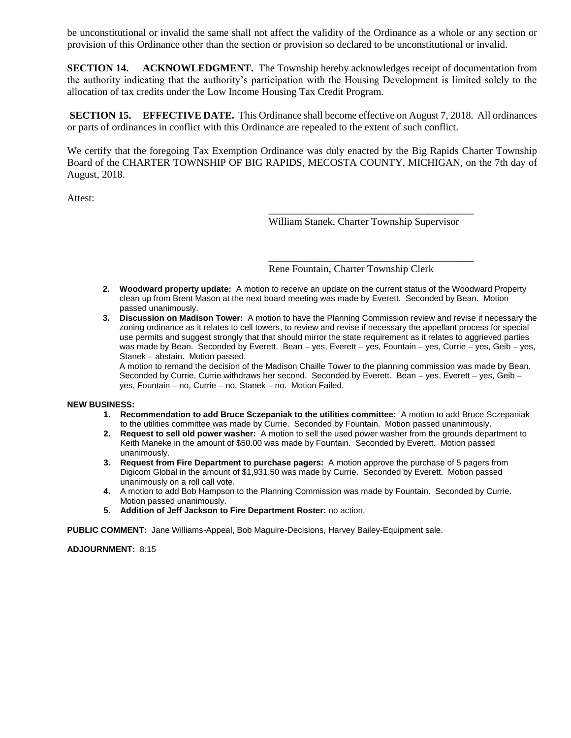be unconstitutional or invalid the same shall not affect the validity of the Ordinance as a whole or any section or provision of this Ordinance other than the section or provision so declared to be unconstitutional or invalid.

**SECTION 14. ACKNOWLEDGMENT.** The Township hereby acknowledges receipt of documentation from the authority indicating that the authority's participation with the Housing Development is limited solely to the allocation of tax credits under the Low Income Housing Tax Credit Program.

**SECTION 15. EFFECTIVE DATE.** This Ordinance shall become effective on August 7, 2018. All ordinances or parts of ordinances in conflict with this Ordinance are repealed to the extent of such conflict.

We certify that the foregoing Tax Exemption Ordinance was duly enacted by the Big Rapids Charter Township Board of the CHARTER TOWNSHIP OF BIG RAPIDS, MECOSTA COUNTY, MICHIGAN, on the 7th day of August, 2018.

Attest:

\_\_\_\_\_\_\_\_\_\_\_\_\_\_\_\_\_\_\_\_\_\_\_\_\_\_\_\_\_\_\_\_\_\_\_\_\_\_\_\_
William Stanek, Charter Township Supervisor

\_\_\_\_\_\_\_\_\_\_\_\_\_\_\_\_\_\_\_\_\_\_\_\_\_\_\_\_\_\_\_\_\_\_\_\_\_\_\_\_
Rene Fountain, Charter Township Clerk

2. **Woodward property update:** A motion to receive an update on the current status of the Woodward Property clean up from Brent Mason at the next board meeting was made by Everett. Seconded by Bean. Motion passed unanimously.
3. **Discussion on Madison Tower:** A motion to have the Planning Commission review and revise if necessary the zoning ordinance as it relates to cell towers, to review and revise if necessary the appellant process for special use permits and suggest strongly that that should mirror the state requirement as it relates to aggrieved parties was made by Bean. Seconded by Everett. Bean – yes, Everett – yes, Fountain – yes, Currie – yes, Geib – yes, Stanek – abstain. Motion passed.
   A motion to remand the decision of the Madison Chaille Tower to the planning commission was made by Bean. Seconded by Currie, Currie withdraws her second. Seconded by Everett. Bean – yes, Everett – yes, Geib – yes, Fountain – no, Currie – no, Stanek – no. Motion Failed.

**NEW BUSINESS:**

1. **Recommendation to add Bruce Sczepaniak to the utilities committee:** A motion to add Bruce Sczepaniak to the utilities committee was made by Currie. Seconded by Fountain. Motion passed unanimously.
2. **Request to sell old power washer:** A motion to sell the used power washer from the grounds department to Keith Maneke in the amount of $50.00 was made by Fountain. Seconded by Everett. Motion passed unanimously.
3. **Request from Fire Department to purchase pagers:** A motion approve the purchase of 5 pagers from Digicom Global in the amount of $1,931.50 was made by Currie. Seconded by Everett. Motion passed unanimously on a roll call vote.
4. A motion to add Bob Hampson to the Planning Commission was made by Fountain. Seconded by Currie. Motion passed unanimously.
5. **Addition of Jeff Jackson to Fire Department Roster:** no action.

**PUBLIC COMMENT:** Jane Williams-Appeal, Bob Maguire-Decisions, Harvey Bailey-Equipment sale.

**ADJOURNMENT:** 8:15